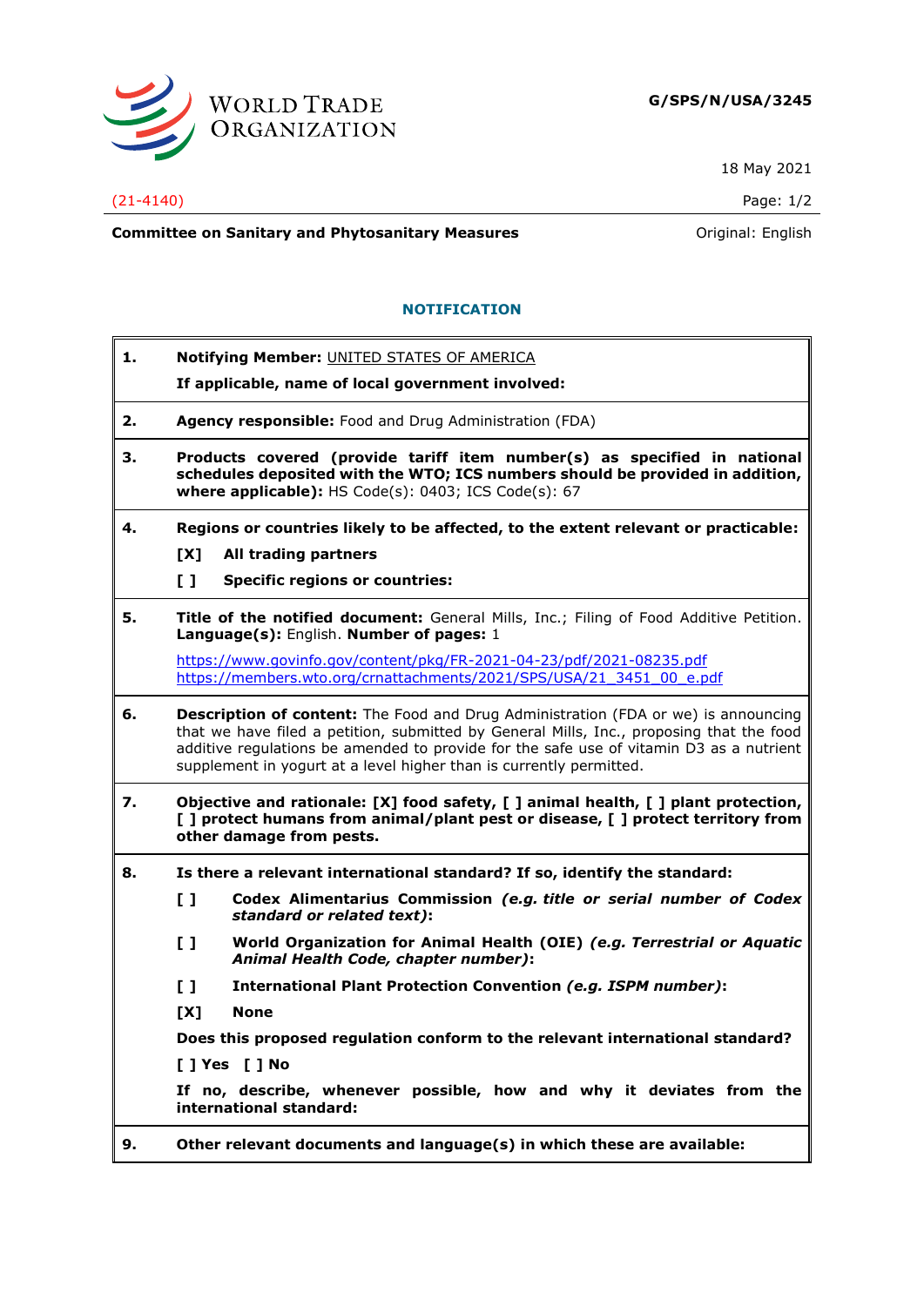WORLD TRADE ORGANIZATION

**G/SPS/N/USA/3245**

18 May 2021

(21-4140)

Committee on Sanitary and Phytosanitary Measures

Original: English

## NOTIFICATION

**1. Notifying Member:** UNITED STATES OF AMERICA

**If applicable, name of local government involved:**

**2. Agency responsible:** Food and Drug Administration (FDA)

**3. Products covered (provide tariff item number(s) as specified in national schedules deposited with the WTO; ICS numbers should be provided in addition, where applicable):** HS Code(s): 0403; ICS Code(s): 67

**4. Regions or countries likely to be affected, to the extent relevant or practicable:**

**[X] All trading partners**

**[ ] Specific regions or countries:**

**5. Title of the notified document:** General Mills, Inc.; Filing of Food Additive Petition. **Language(s):** English. **Number of pages:** 1

https://www.govinfo.gov/content/pkg/FR-2021-04-23/pdf/2021-08235.pdf
https://members.wto.org/crnattachments/2021/SPS/USA/21_3451_00_e.pdf

**6. Description of content:** The Food and Drug Administration (FDA or we) is announcing that we have filed a petition, submitted by General Mills, Inc., proposing that the food additive regulations be amended to provide for the safe use of vitamin D3 as a nutrient supplement in yogurt at a level higher than is currently permitted.

**7. Objective and rationale: [X] food safety, [ ] animal health, [ ] plant protection, [ ] protect humans from animal/plant pest or disease, [ ] protect territory from other damage from pests.**

**8. Is there a relevant international standard? If so, identify the standard:**

**[ ] Codex Alimentarius Commission *(e.g. title or serial number of Codex standard or related text)*:**

**[ ] World Organization for Animal Health (OIE) *(e.g. Terrestrial or Aquatic Animal Health Code, chapter number)*:**

**[ ] International Plant Protection Convention *(e.g. ISPM number)*:**

**[X] None**

**Does this proposed regulation conform to the relevant international standard?**

**[ ] Yes [ ] No**

**If no, describe, whenever possible, how and why it deviates from the international standard:**

**9. Other relevant documents and language(s) in which these are available:**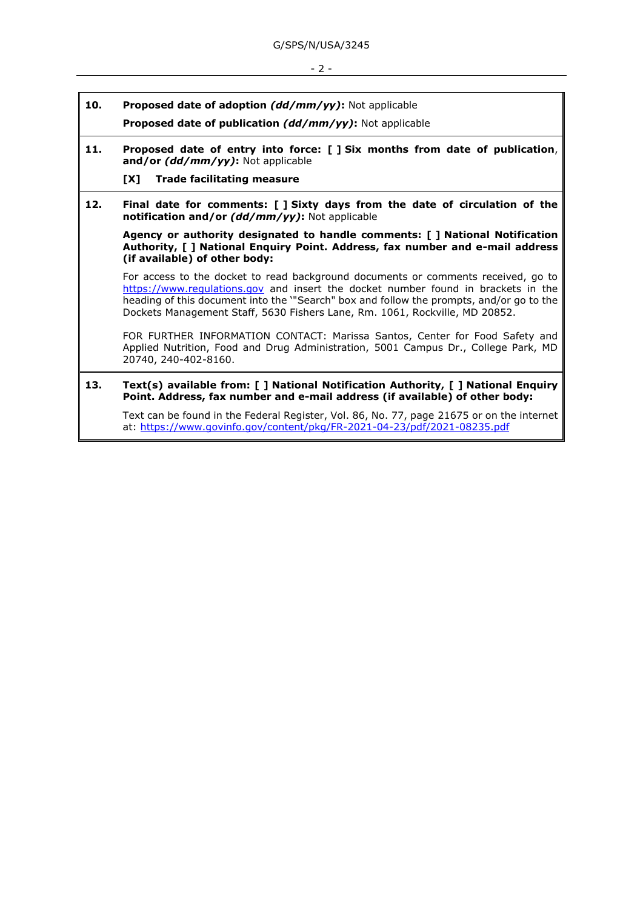**10. Proposed date of adoption *(dd/mm/yy)*:** Not applicable

**Proposed date of publication *(dd/mm/yy)*:** Not applicable

**11. Proposed date of entry into force: [ ] Six months from date of publication**, **and/or *(dd/mm/yy)*:** Not applicable

**[X] Trade facilitating measure**

**12. Final date for comments: [ ] Sixty days from the date of circulation of the notification and/or *(dd/mm/yy)*:** Not applicable

**Agency or authority designated to handle comments: [ ] National Notification Authority, [ ] National Enquiry Point. Address, fax number and e-mail address (if available) of other body:**

For access to the docket to read background documents or comments received, go to https://www.regulations.gov and insert the docket number found in brackets in the heading of this document into the '"Search" box and follow the prompts, and/or go to the Dockets Management Staff, 5630 Fishers Lane, Rm. 1061, Rockville, MD 20852.

FOR FURTHER INFORMATION CONTACT: Marissa Santos, Center for Food Safety and Applied Nutrition, Food and Drug Administration, 5001 Campus Dr., College Park, MD 20740, 240-402-8160.

**13. Text(s) available from: [ ] National Notification Authority, [ ] National Enquiry Point. Address, fax number and e-mail address (if available) of other body:**

Text can be found in the Federal Register, Vol. 86, No. 77, page 21675 or on the internet at: https://www.govinfo.gov/content/pkg/FR-2021-04-23/pdf/2021-08235.pdf